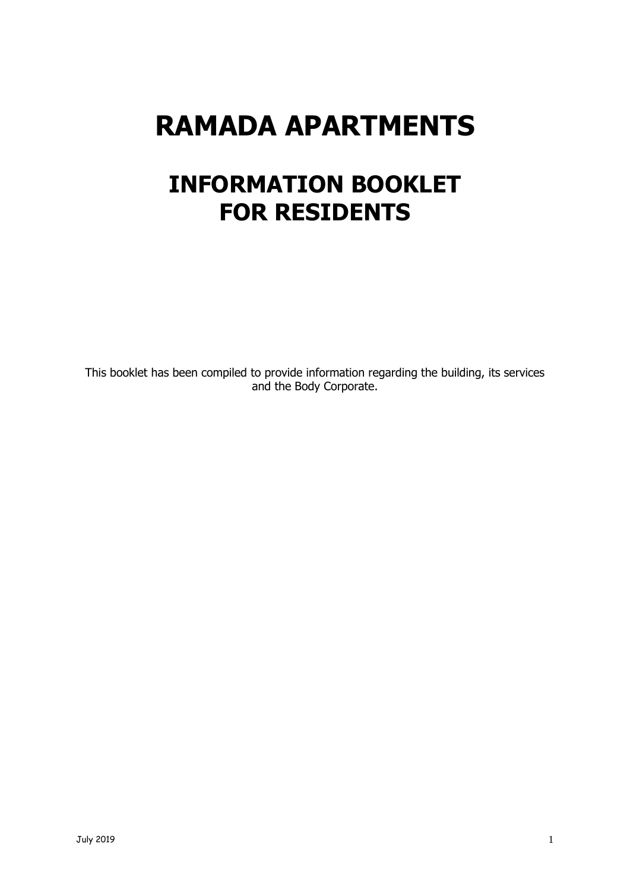# RAMADA APARTMENTS

## INFORMATION BOOKLET
## FOR RESIDENTS

This booklet has been compiled to provide information regarding the building, its services and the Body Corporate.

July 2019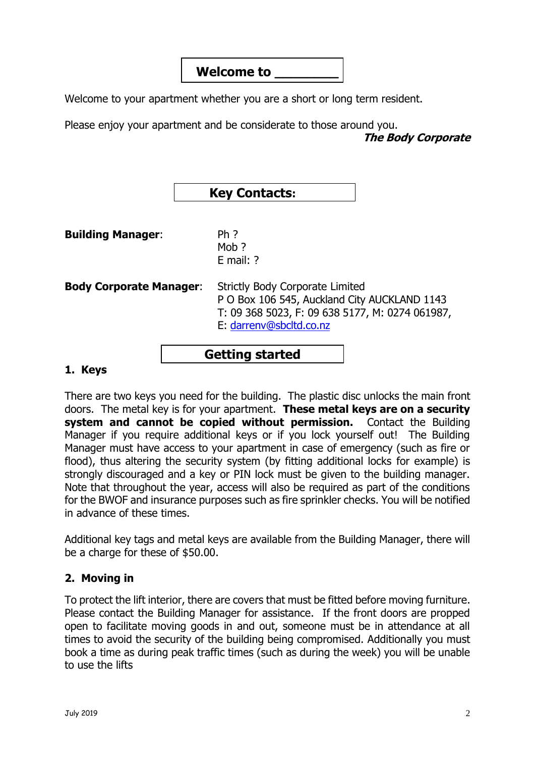# Welcome to _________

Welcome to your apartment whether you are a short or long term resident.

Please enjoy your apartment and be considerate to those around you.

***The Body Corporate***

## Key Contacts:

**Building Manager**:

Ph ?
Mob ?
E mail: ?

**Body Corporate Manager**:

Strictly Body Corporate Limited
P O Box 106 545, Auckland City AUCKLAND 1143
T: 09 368 5023, F: 09 638 5177, M: 0274 061987,
E: darrenv@sbcltd.co.nz

## Getting started

### 1. Keys

There are two keys you need for the building. The plastic disc unlocks the main front doors. The metal key is for your apartment. **These metal keys are on a security system and cannot be copied without permission.** Contact the Building Manager if you require additional keys or if you lock yourself out! The Building Manager must have access to your apartment in case of emergency (such as fire or flood), thus altering the security system (by fitting additional locks for example) is strongly discouraged and a key or PIN lock must be given to the building manager. Note that throughout the year, access will also be required as part of the conditions for the BWOF and insurance purposes such as fire sprinkler checks. You will be notified in advance of these times.

Additional key tags and metal keys are available from the Building Manager, there will be a charge for these of $50.00.

### 2. Moving in

To protect the lift interior, there are covers that must be fitted before moving furniture. Please contact the Building Manager for assistance. If the front doors are propped open to facilitate moving goods in and out, someone must be in attendance at all times to avoid the security of the building being compromised. Additionally you must book a time as during peak traffic times (such as during the week) you will be unable to use the lifts

July 2019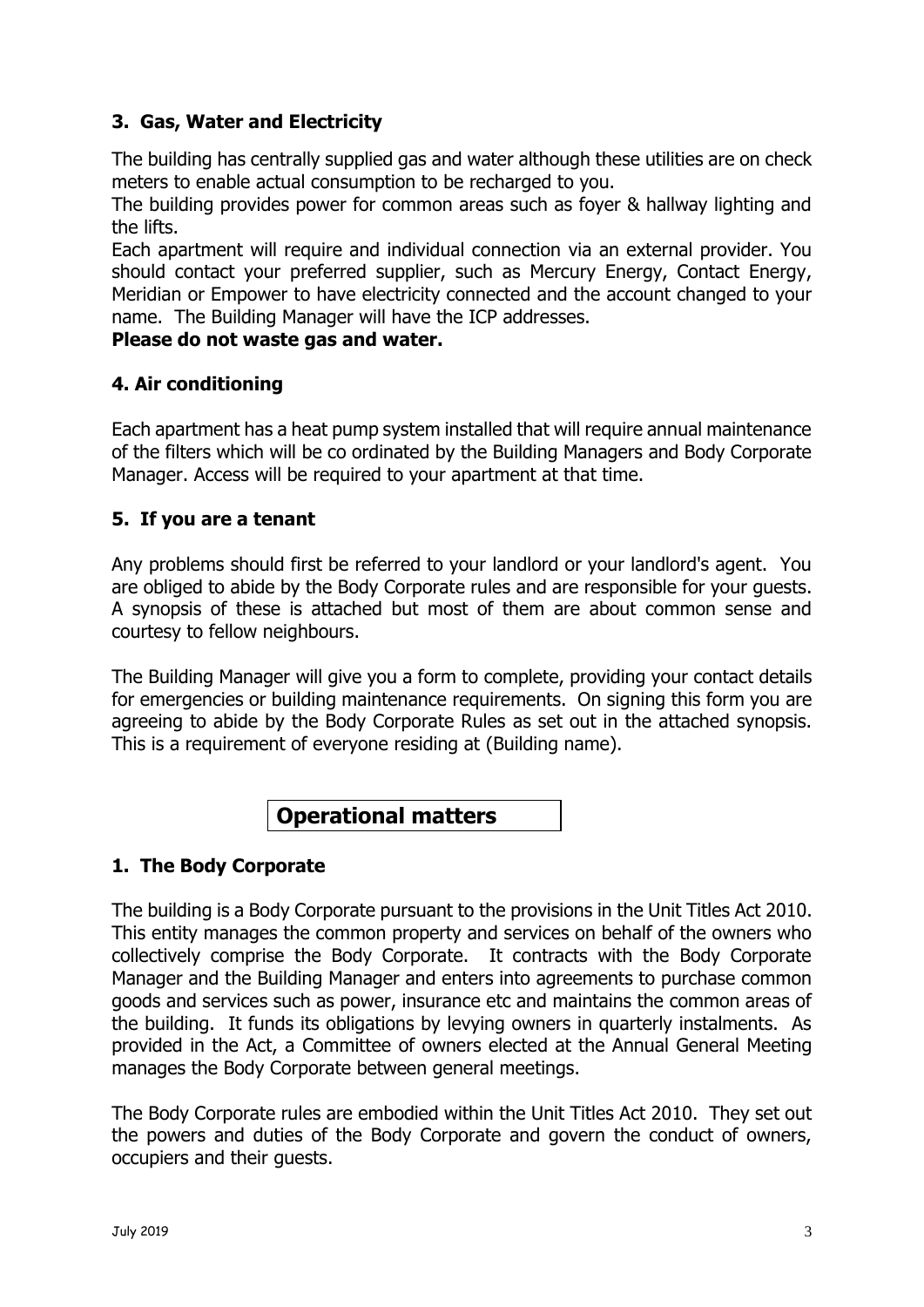### 3. Gas, Water and Electricity

The building has centrally supplied gas and water although these utilities are on check meters to enable actual consumption to be recharged to you.

The building provides power for common areas such as foyer & hallway lighting and the lifts.

Each apartment will require and individual connection via an external provider. You should contact your preferred supplier, such as Mercury Energy, Contact Energy, Meridian or Empower to have electricity connected and the account changed to your name. The Building Manager will have the ICP addresses.

**Please do not waste gas and water.**

### 4. Air conditioning

Each apartment has a heat pump system installed that will require annual maintenance of the filters which will be co ordinated by the Building Managers and Body Corporate Manager. Access will be required to your apartment at that time.

### 5. If you are a tenant

Any problems should first be referred to your landlord or your landlord's agent. You are obliged to abide by the Body Corporate rules and are responsible for your guests. A synopsis of these is attached but most of them are about common sense and courtesy to fellow neighbours.

The Building Manager will give you a form to complete, providing your contact details for emergencies or building maintenance requirements. On signing this form you are agreeing to abide by the Body Corporate Rules as set out in the attached synopsis. This is a requirement of everyone residing at (Building name).

## Operational matters

### 1. The Body Corporate

The building is a Body Corporate pursuant to the provisions in the Unit Titles Act 2010. This entity manages the common property and services on behalf of the owners who collectively comprise the Body Corporate. It contracts with the Body Corporate Manager and the Building Manager and enters into agreements to purchase common goods and services such as power, insurance etc and maintains the common areas of the building. It funds its obligations by levying owners in quarterly instalments. As provided in the Act, a Committee of owners elected at the Annual General Meeting manages the Body Corporate between general meetings.

The Body Corporate rules are embodied within the Unit Titles Act 2010. They set out the powers and duties of the Body Corporate and govern the conduct of owners, occupiers and their guests.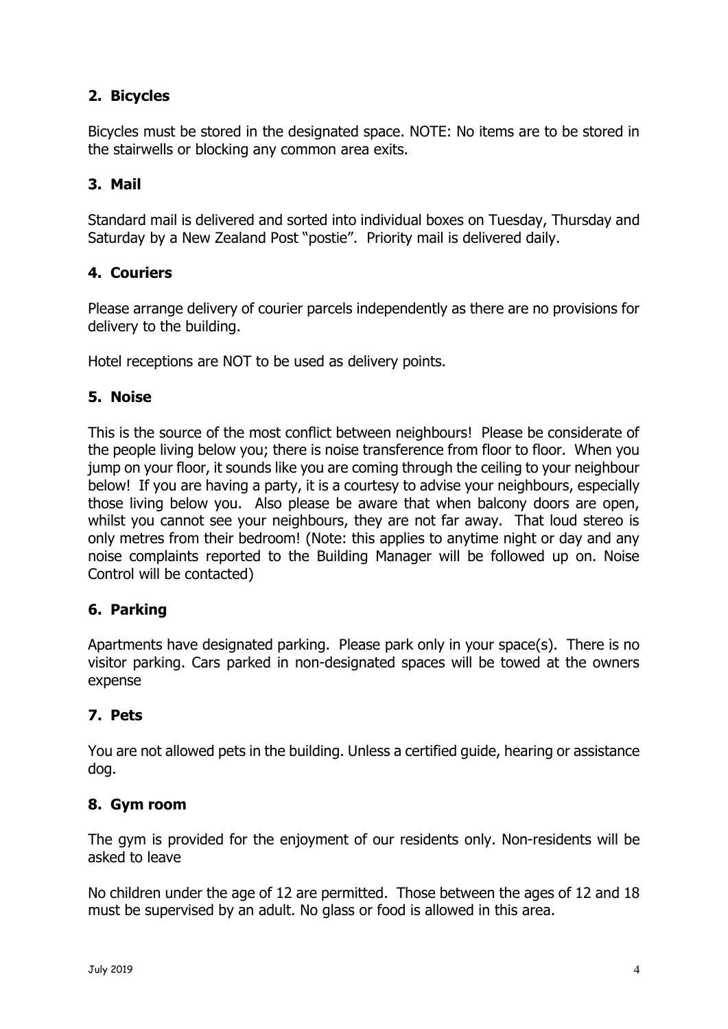## 2. Bicycles

Bicycles must be stored in the designated space. NOTE: No items are to be stored in the stairwells or blocking any common area exits.

## 3. Mail

Standard mail is delivered and sorted into individual boxes on Tuesday, Thursday and Saturday by a New Zealand Post "postie". Priority mail is delivered daily.

## 4. Couriers

Please arrange delivery of courier parcels independently as there are no provisions for delivery to the building.

Hotel receptions are NOT to be used as delivery points.

## 5. Noise

This is the source of the most conflict between neighbours! Please be considerate of the people living below you; there is noise transference from floor to floor. When you jump on your floor, it sounds like you are coming through the ceiling to your neighbour below! If you are having a party, it is a courtesy to advise your neighbours, especially those living below you. Also please be aware that when balcony doors are open, whilst you cannot see your neighbours, they are not far away. That loud stereo is only metres from their bedroom! (Note: this applies to anytime night or day and any noise complaints reported to the Building Manager will be followed up on. Noise Control will be contacted)

## 6. Parking

Apartments have designated parking. Please park only in your space(s). There is no visitor parking. Cars parked in non-designated spaces will be towed at the owners expense

## 7. Pets

You are not allowed pets in the building. Unless a certified guide, hearing or assistance dog.

## 8. Gym room

The gym is provided for the enjoyment of our residents only. Non-residents will be asked to leave

No children under the age of 12 are permitted. Those between the ages of 12 and 18 must be supervised by an adult. No glass or food is allowed in this area.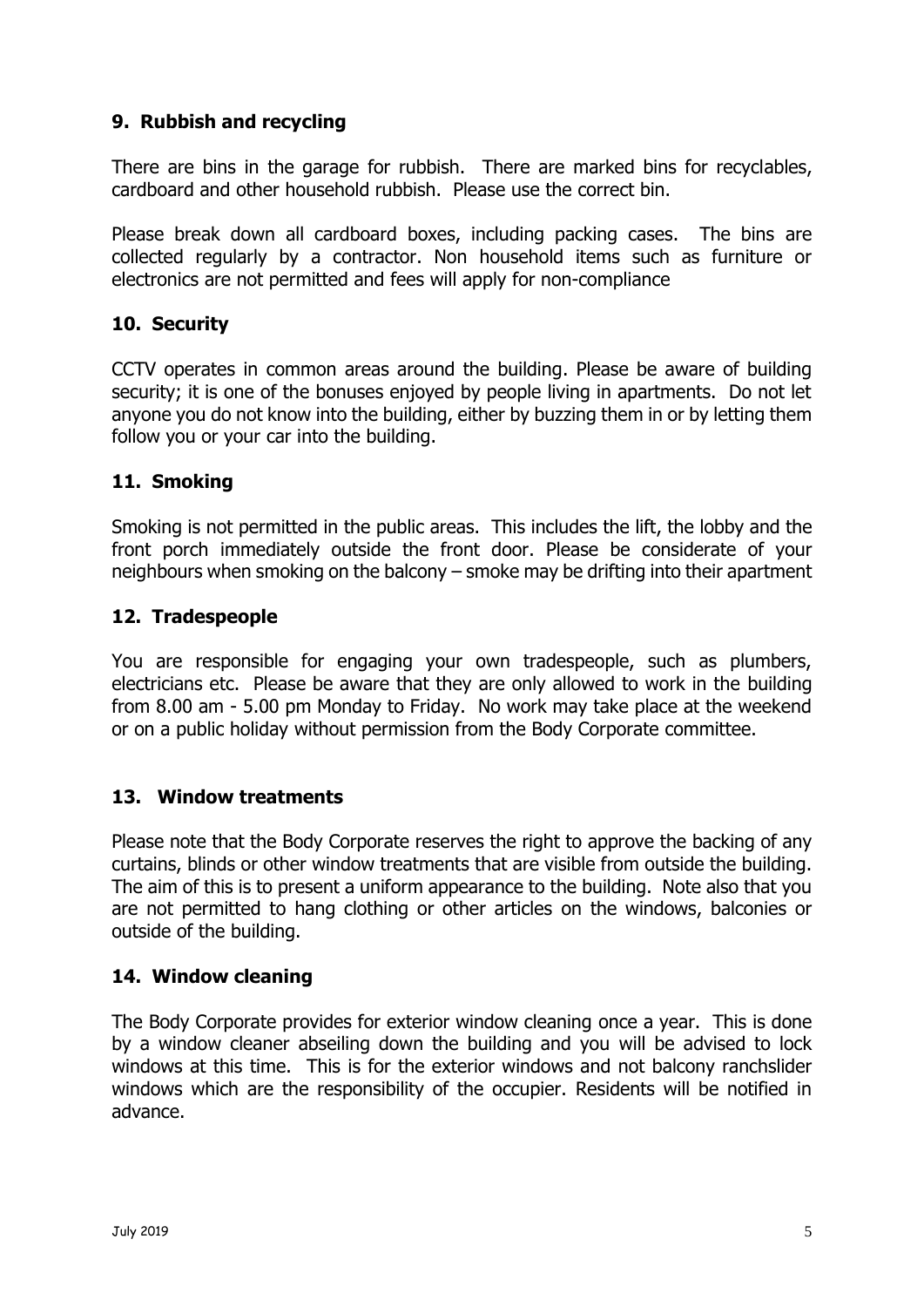## 9. Rubbish and recycling

There are bins in the garage for rubbish. There are marked bins for recyclables, cardboard and other household rubbish. Please use the correct bin.

Please break down all cardboard boxes, including packing cases. The bins are collected regularly by a contractor. Non household items such as furniture or electronics are not permitted and fees will apply for non-compliance

## 10. Security

CCTV operates in common areas around the building. Please be aware of building security; it is one of the bonuses enjoyed by people living in apartments. Do not let anyone you do not know into the building, either by buzzing them in or by letting them follow you or your car into the building.

## 11. Smoking

Smoking is not permitted in the public areas. This includes the lift, the lobby and the front porch immediately outside the front door. Please be considerate of your neighbours when smoking on the balcony – smoke may be drifting into their apartment

## 12. Tradespeople

You are responsible for engaging your own tradespeople, such as plumbers, electricians etc. Please be aware that they are only allowed to work in the building from 8.00 am - 5.00 pm Monday to Friday. No work may take place at the weekend or on a public holiday without permission from the Body Corporate committee.

## 13. Window treatments

Please note that the Body Corporate reserves the right to approve the backing of any curtains, blinds or other window treatments that are visible from outside the building. The aim of this is to present a uniform appearance to the building. Note also that you are not permitted to hang clothing or other articles on the windows, balconies or outside of the building.

## 14. Window cleaning

The Body Corporate provides for exterior window cleaning once a year. This is done by a window cleaner abseiling down the building and you will be advised to lock windows at this time. This is for the exterior windows and not balcony ranchslider windows which are the responsibility of the occupier. Residents will be notified in advance.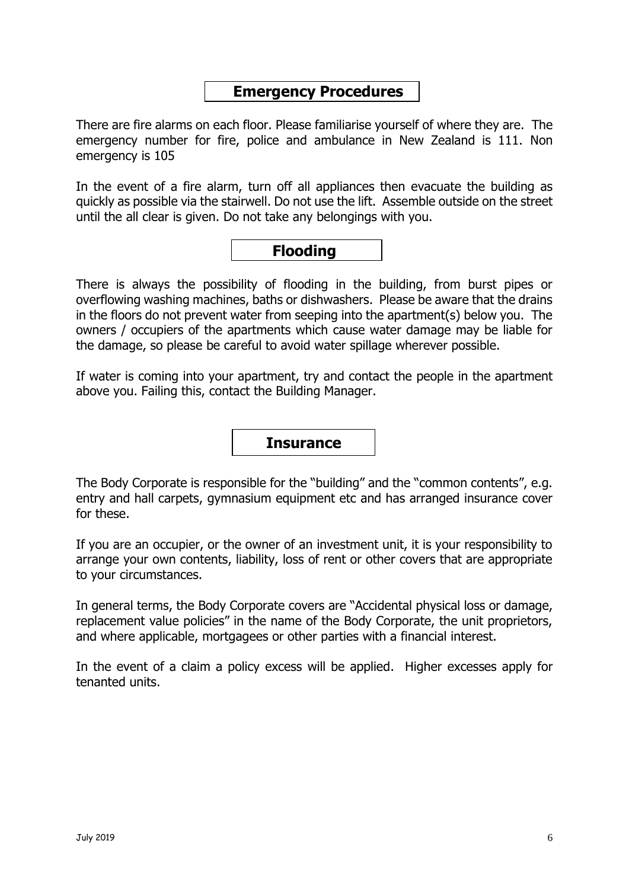## Emergency Procedures

There are fire alarms on each floor. Please familiarise yourself of where they are. The emergency number for fire, police and ambulance in New Zealand is 111. Non emergency is 105

In the event of a fire alarm, turn off all appliances then evacuate the building as quickly as possible via the stairwell. Do not use the lift. Assemble outside on the street until the all clear is given. Do not take any belongings with you.

## Flooding

There is always the possibility of flooding in the building, from burst pipes or overflowing washing machines, baths or dishwashers. Please be aware that the drains in the floors do not prevent water from seeping into the apartment(s) below you. The owners / occupiers of the apartments which cause water damage may be liable for the damage, so please be careful to avoid water spillage wherever possible.

If water is coming into your apartment, try and contact the people in the apartment above you. Failing this, contact the Building Manager.

## Insurance

The Body Corporate is responsible for the "building" and the "common contents", e.g. entry and hall carpets, gymnasium equipment etc and has arranged insurance cover for these.

If you are an occupier, or the owner of an investment unit, it is your responsibility to arrange your own contents, liability, loss of rent or other covers that are appropriate to your circumstances.

In general terms, the Body Corporate covers are "Accidental physical loss or damage, replacement value policies" in the name of the Body Corporate, the unit proprietors, and where applicable, mortgagees or other parties with a financial interest.

In the event of a claim a policy excess will be applied. Higher excesses apply for tenanted units.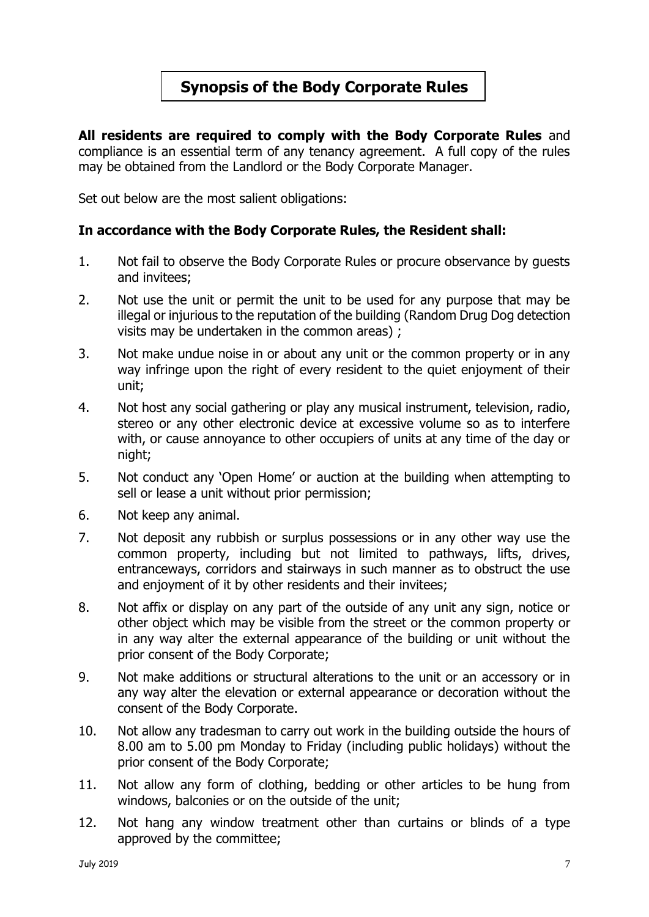# Synopsis of the Body Corporate Rules

**All residents are required to comply with the Body Corporate Rules** and compliance is an essential term of any tenancy agreement. A full copy of the rules may be obtained from the Landlord or the Body Corporate Manager.

Set out below are the most salient obligations:

### In accordance with the Body Corporate Rules, the Resident shall:

1. Not fail to observe the Body Corporate Rules or procure observance by guests and invitees;
2. Not use the unit or permit the unit to be used for any purpose that may be illegal or injurious to the reputation of the building (Random Drug Dog detection visits may be undertaken in the common areas) ;
3. Not make undue noise in or about any unit or the common property or in any way infringe upon the right of every resident to the quiet enjoyment of their unit;
4. Not host any social gathering or play any musical instrument, television, radio, stereo or any other electronic device at excessive volume so as to interfere with, or cause annoyance to other occupiers of units at any time of the day or night;
5. Not conduct any 'Open Home' or auction at the building when attempting to sell or lease a unit without prior permission;
6. Not keep any animal.
7. Not deposit any rubbish or surplus possessions or in any other way use the common property, including but not limited to pathways, lifts, drives, entranceways, corridors and stairways in such manner as to obstruct the use and enjoyment of it by other residents and their invitees;
8. Not affix or display on any part of the outside of any unit any sign, notice or other object which may be visible from the street or the common property or in any way alter the external appearance of the building or unit without the prior consent of the Body Corporate;
9. Not make additions or structural alterations to the unit or an accessory or in any way alter the elevation or external appearance or decoration without the consent of the Body Corporate.
10. Not allow any tradesman to carry out work in the building outside the hours of 8.00 am to 5.00 pm Monday to Friday (including public holidays) without the prior consent of the Body Corporate;
11. Not allow any form of clothing, bedding or other articles to be hung from windows, balconies or on the outside of the unit;
12. Not hang any window treatment other than curtains or blinds of a type approved by the committee;

July 2019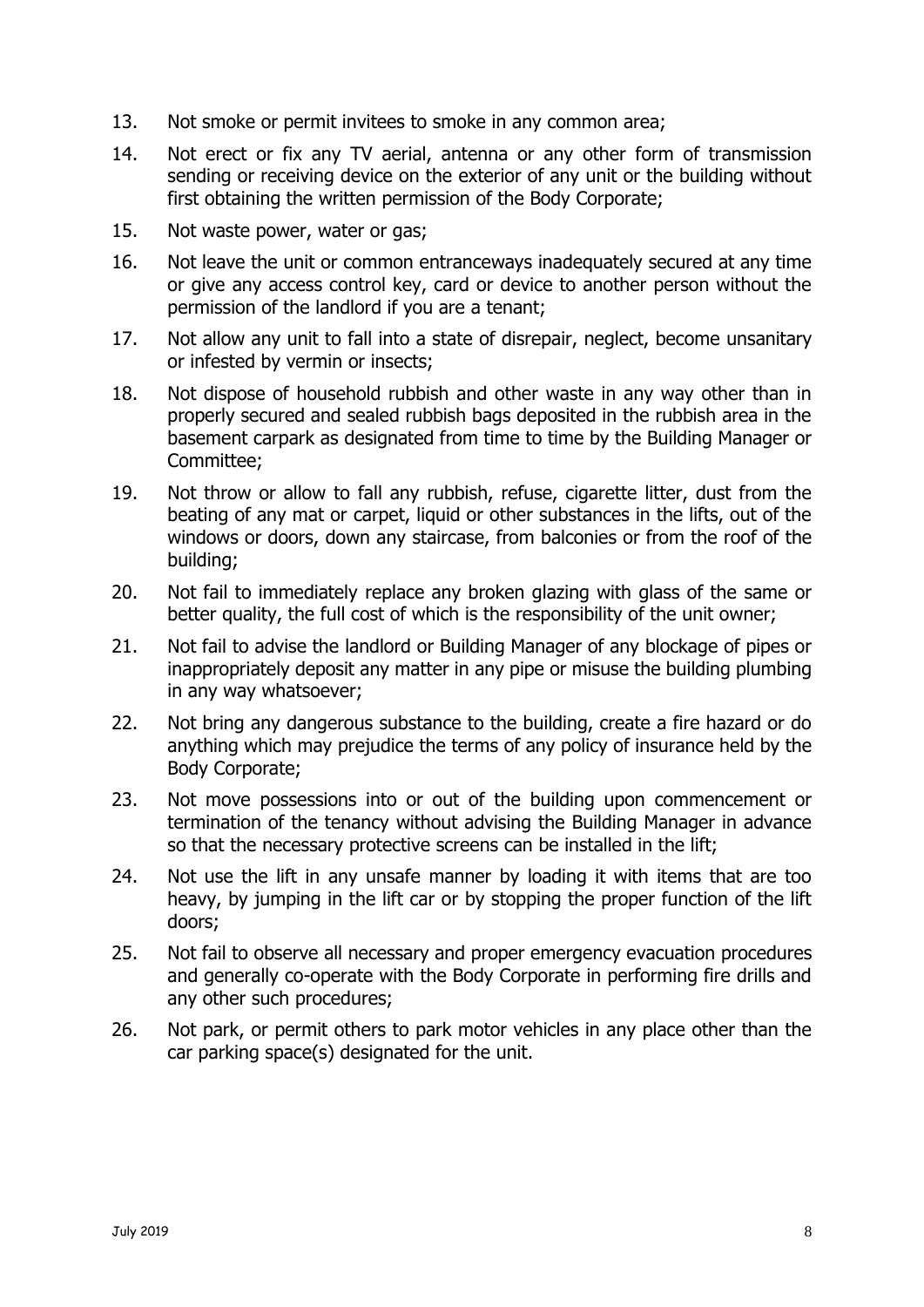13. Not smoke or permit invitees to smoke in any common area;
14. Not erect or fix any TV aerial, antenna or any other form of transmission sending or receiving device on the exterior of any unit or the building without first obtaining the written permission of the Body Corporate;
15. Not waste power, water or gas;
16. Not leave the unit or common entranceways inadequately secured at any time or give any access control key, card or device to another person without the permission of the landlord if you are a tenant;
17. Not allow any unit to fall into a state of disrepair, neglect, become unsanitary or infested by vermin or insects;
18. Not dispose of household rubbish and other waste in any way other than in properly secured and sealed rubbish bags deposited in the rubbish area in the basement carpark as designated from time to time by the Building Manager or Committee;
19. Not throw or allow to fall any rubbish, refuse, cigarette litter, dust from the beating of any mat or carpet, liquid or other substances in the lifts, out of the windows or doors, down any staircase, from balconies or from the roof of the building;
20. Not fail to immediately replace any broken glazing with glass of the same or better quality, the full cost of which is the responsibility of the unit owner;
21. Not fail to advise the landlord or Building Manager of any blockage of pipes or inappropriately deposit any matter in any pipe or misuse the building plumbing in any way whatsoever;
22. Not bring any dangerous substance to the building, create a fire hazard or do anything which may prejudice the terms of any policy of insurance held by the Body Corporate;
23. Not move possessions into or out of the building upon commencement or termination of the tenancy without advising the Building Manager in advance so that the necessary protective screens can be installed in the lift;
24. Not use the lift in any unsafe manner by loading it with items that are too heavy, by jumping in the lift car or by stopping the proper function of the lift doors;
25. Not fail to observe all necessary and proper emergency evacuation procedures and generally co-operate with the Body Corporate in performing fire drills and any other such procedures;
26. Not park, or permit others to park motor vehicles in any place other than the car parking space(s) designated for the unit.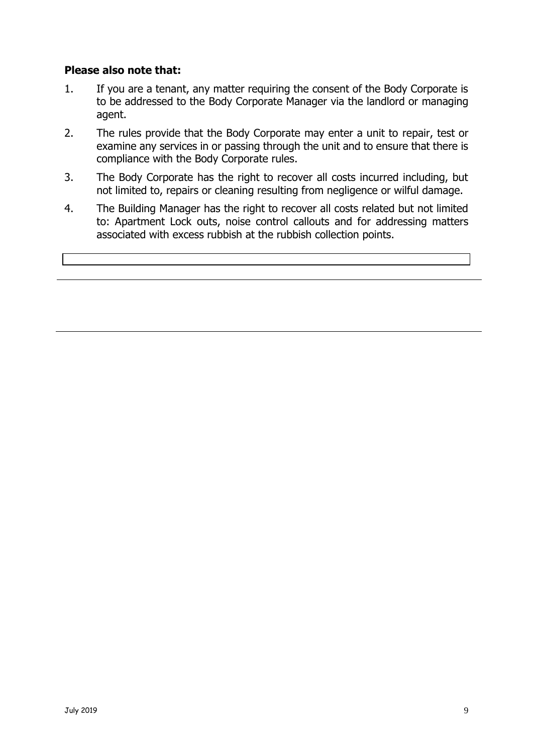**Please also note that:**

1. If you are a tenant, any matter requiring the consent of the Body Corporate is to be addressed to the Body Corporate Manager via the landlord or managing agent.
2. The rules provide that the Body Corporate may enter a unit to repair, test or examine any services in or passing through the unit and to ensure that there is compliance with the Body Corporate rules.
3. The Body Corporate has the right to recover all costs incurred including, but not limited to, repairs or cleaning resulting from negligence or wilful damage.
4. The Building Manager has the right to recover all costs related but not limited to: Apartment Lock outs, noise control callouts and for addressing matters associated with excess rubbish at the rubbish collection points.